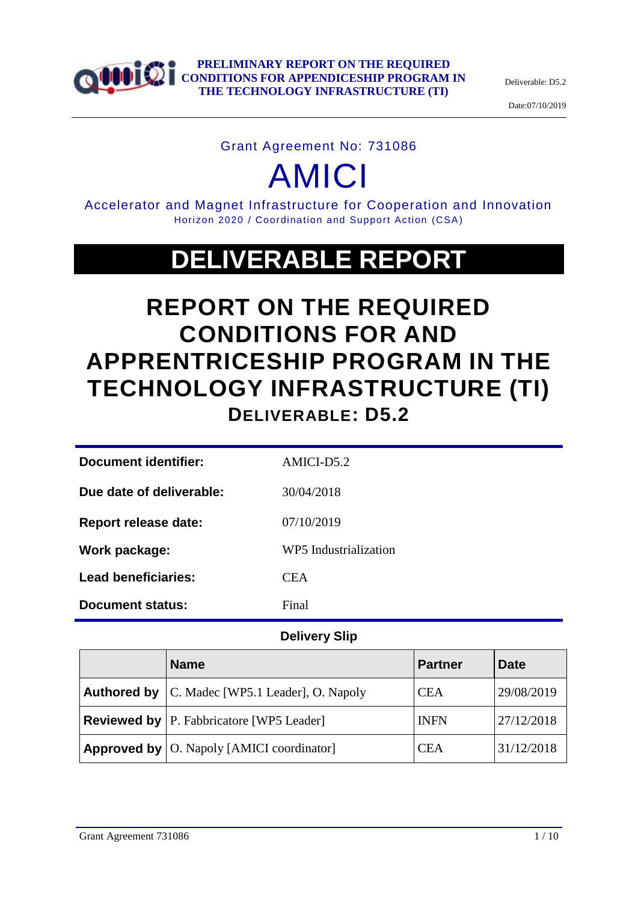Grant Agreement No: 731086

# AMICI

Accelerator and Magnet Infrastructure for Cooperation and Innovation
Horizon 2020 / Coordination and Support Action (CSA)

# DELIVERABLE REPORT

# REPORT ON THE REQUIRED CONDITIONS FOR AND APPRENTRICESHIP PROGRAM IN THE TECHNOLOGY INFRASTRUCTURE (TI)

## DELIVERABLE: D5.2

| | |
|---|---|
| **Document identifier:** | AMICI-D5.2 |
| **Due date of deliverable:** | 30/04/2018 |
| **Report release date:** | 07/10/2019 |
| **Work package:** | WP5 Industrialization |
| **Lead beneficiaries:** | CEA |
| **Document status:** | Final |

**Delivery Slip**

| | Name | Partner | Date |
|---|---|---|---|
| **Authored by** | C. Madec [WP5.1 Leader], O. Napoly | CEA | 29/08/2019 |
| **Reviewed by** | P. Fabbricatore [WP5 Leader] | INFN | 27/12/2018 |
| **Approved by** | O. Napoly [AMICI coordinator] | CEA | 31/12/2018 |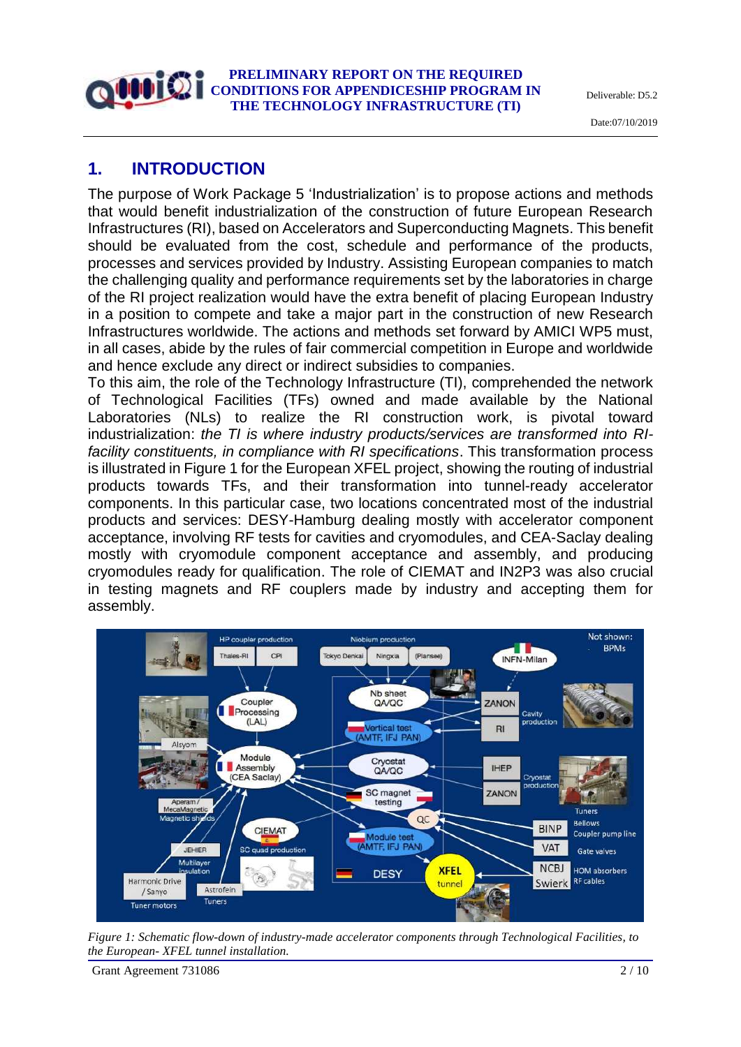# 1. INTRODUCTION

The purpose of Work Package 5 'Industrialization' is to propose actions and methods that would benefit industrialization of the construction of future European Research Infrastructures (RI), based on Accelerators and Superconducting Magnets. This benefit should be evaluated from the cost, schedule and performance of the products, processes and services provided by Industry. Assisting European companies to match the challenging quality and performance requirements set by the laboratories in charge of the RI project realization would have the extra benefit of placing European Industry in a position to compete and take a major part in the construction of new Research Infrastructures worldwide. The actions and methods set forward by AMICI WP5 must, in all cases, abide by the rules of fair commercial competition in Europe and worldwide and hence exclude any direct or indirect subsidies to companies.

To this aim, the role of the Technology Infrastructure (TI), comprehended the network of Technological Facilities (TFs) owned and made available by the National Laboratories (NLs) to realize the RI construction work, is pivotal toward industrialization: *the TI is where industry products/services are transformed into RI-facility constituents, in compliance with RI specifications*. This transformation process is illustrated in Figure 1 for the European XFEL project, showing the routing of industrial products towards TFs, and their transformation into tunnel-ready accelerator components. In this particular case, two locations concentrated most of the industrial products and services: DESY-Hamburg dealing mostly with accelerator component acceptance, involving RF tests for cavities and cryomodules, and CEA-Saclay dealing mostly with cryomodule component acceptance and assembly, and producing cryomodules ready for qualification. The role of CIEMAT and IN2P3 was also crucial in testing magnets and RF couplers made by industry and accepting them for assembly.

*Figure 1: Schematic flow-down of industry-made accelerator components through Technological Facilities, to the European- XFEL tunnel installation.*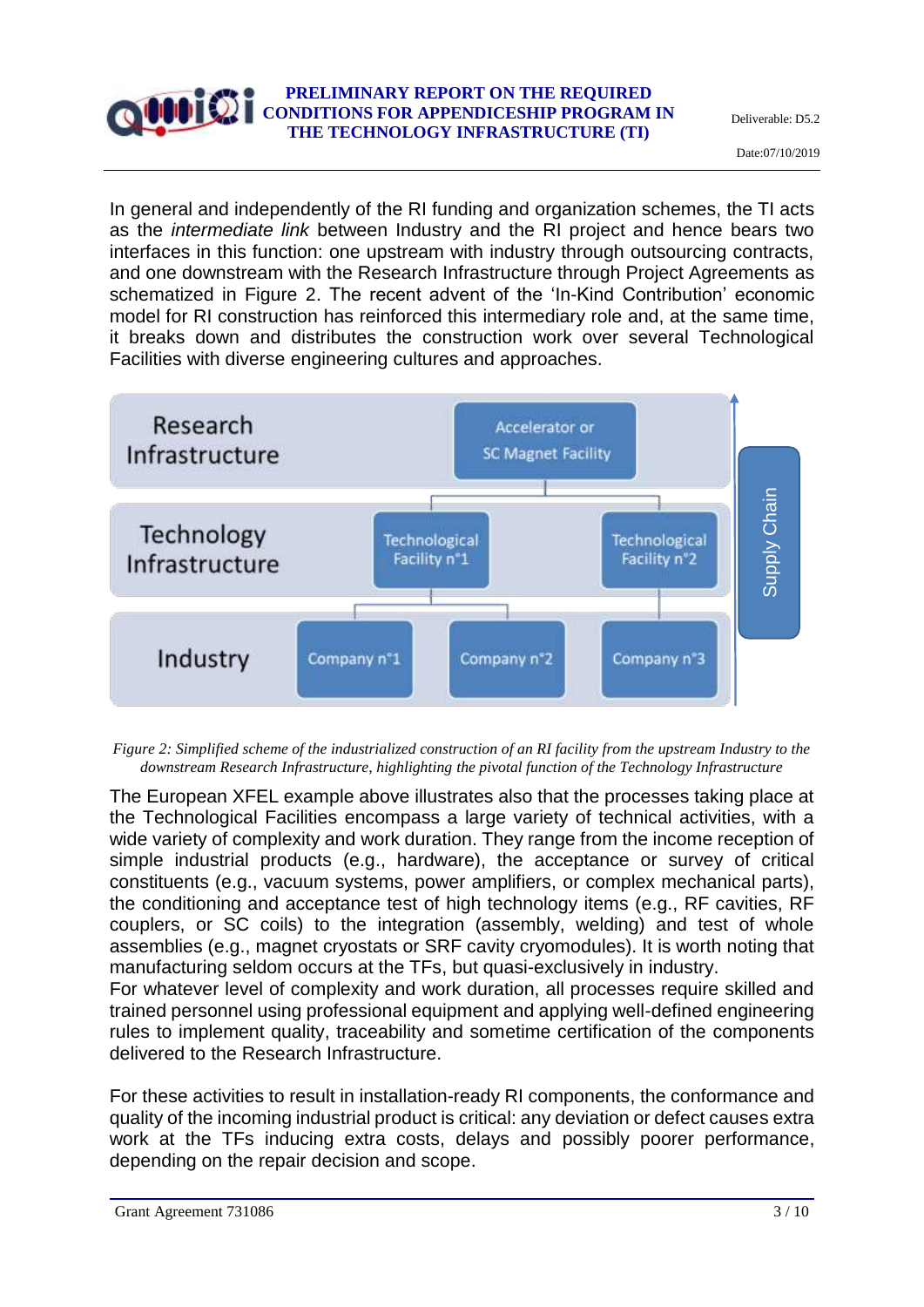In general and independently of the RI funding and organization schemes, the TI acts as the *intermediate link* between Industry and the RI project and hence bears two interfaces in this function: one upstream with industry through outsourcing contracts, and one downstream with the Research Infrastructure through Project Agreements as schematized in Figure 2. The recent advent of the 'In-Kind Contribution' economic model for RI construction has reinforced this intermediary role and, at the same time, it breaks down and distributes the construction work over several Technological Facilities with diverse engineering cultures and approaches.

*Figure 2: Simplified scheme of the industrialized construction of an RI facility from the upstream Industry to the downstream Research Infrastructure, highlighting the pivotal function of the Technology Infrastructure*

The European XFEL example above illustrates also that the processes taking place at the Technological Facilities encompass a large variety of technical activities, with a wide variety of complexity and work duration. They range from the income reception of simple industrial products (e.g., hardware), the acceptance or survey of critical constituents (e.g., vacuum systems, power amplifiers, or complex mechanical parts), the conditioning and acceptance test of high technology items (e.g., RF cavities, RF couplers, or SC coils) to the integration (assembly, welding) and test of whole assemblies (e.g., magnet cryostats or SRF cavity cryomodules). It is worth noting that manufacturing seldom occurs at the TFs, but quasi-exclusively in industry.

For whatever level of complexity and work duration, all processes require skilled and trained personnel using professional equipment and applying well-defined engineering rules to implement quality, traceability and sometime certification of the components delivered to the Research Infrastructure.

For these activities to result in installation-ready RI components, the conformance and quality of the incoming industrial product is critical: any deviation or defect causes extra work at the TFs inducing extra costs, delays and possibly poorer performance, depending on the repair decision and scope.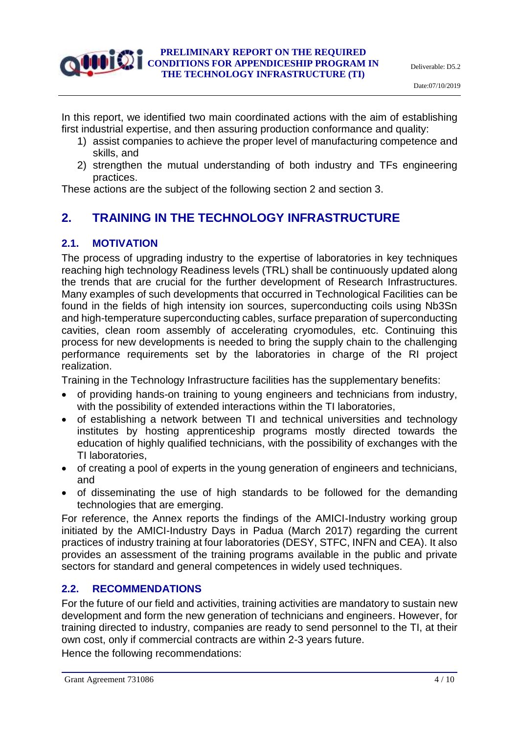In this report, we identified two main coordinated actions with the aim of establishing first industrial expertise, and then assuring production conformance and quality:

1) assist companies to achieve the proper level of manufacturing competence and skills, and
2) strengthen the mutual understanding of both industry and TFs engineering practices.

These actions are the subject of the following section 2 and section 3.

## 2. TRAINING IN THE TECHNOLOGY INFRASTRUCTURE

### 2.1. MOTIVATION

The process of upgrading industry to the expertise of laboratories in key techniques reaching high technology Readiness levels (TRL) shall be continuously updated along the trends that are crucial for the further development of Research Infrastructures. Many examples of such developments that occurred in Technological Facilities can be found in the fields of high intensity ion sources, superconducting coils using $Nb_3Sn$ and high-temperature superconducting cables, surface preparation of superconducting cavities, clean room assembly of accelerating cryomodules, etc. Continuing this process for new developments is needed to bring the supply chain to the challenging performance requirements set by the laboratories in charge of the RI project realization.

Training in the Technology Infrastructure facilities has the supplementary benefits:

- of providing hands-on training to young engineers and technicians from industry, with the possibility of extended interactions within the TI laboratories,
- of establishing a network between TI and technical universities and technology institutes by hosting apprenticeship programs mostly directed towards the education of highly qualified technicians, with the possibility of exchanges with the TI laboratories,
- of creating a pool of experts in the young generation of engineers and technicians, and
- of disseminating the use of high standards to be followed for the demanding technologies that are emerging.

For reference, the Annex reports the findings of the AMICI-Industry working group initiated by the AMICI-Industry Days in Padua (March 2017) regarding the current practices of industry training at four laboratories (DESY, STFC, INFN and CEA). It also provides an assessment of the training programs available in the public and private sectors for standard and general competences in widely used techniques.

### 2.2. RECOMMENDATIONS

For the future of our field and activities, training activities are mandatory to sustain new development and form the new generation of technicians and engineers. However, for training directed to industry, companies are ready to send personnel to the TI, at their own cost, only if commercial contracts are within 2-3 years future.

Hence the following recommendations: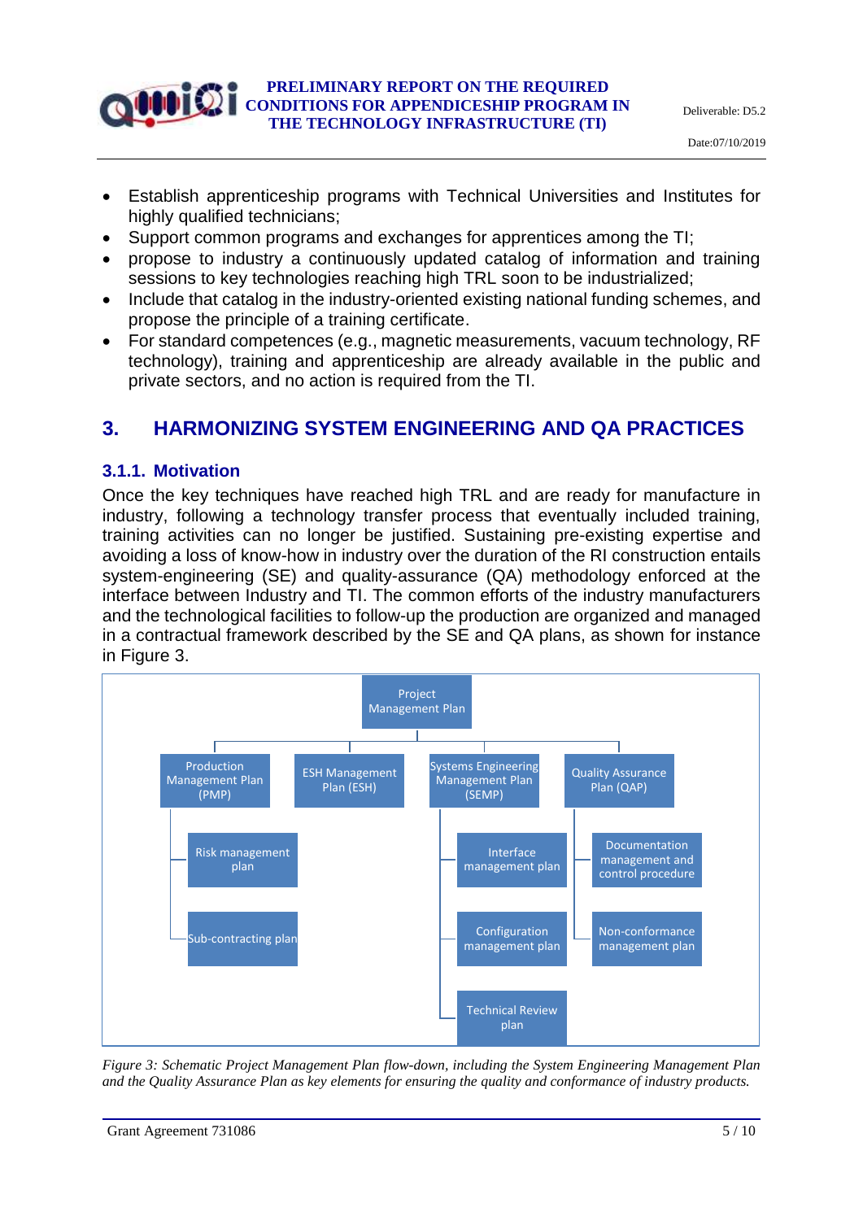- Establish apprenticeship programs with Technical Universities and Institutes for highly qualified technicians;
- Support common programs and exchanges for apprentices among the TI;
- propose to industry a continuously updated catalog of information and training sessions to key technologies reaching high TRL soon to be industrialized;
- Include that catalog in the industry-oriented existing national funding schemes, and propose the principle of a training certificate.
- For standard competences (e.g., magnetic measurements, vacuum technology, RF technology), training and apprenticeship are already available in the public and private sectors, and no action is required from the TI.

# 3. HARMONIZING SYSTEM ENGINEERING AND QA PRACTICES

### 3.1.1. Motivation

Once the key techniques have reached high TRL and are ready for manufacture in industry, following a technology transfer process that eventually included training, training activities can no longer be justified. Sustaining pre-existing expertise and avoiding a loss of know-how in industry over the duration of the RI construction entails system-engineering (SE) and quality-assurance (QA) methodology enforced at the interface between Industry and TI. The common efforts of the industry manufacturers and the technological facilities to follow-up the production are organized and managed in a contractual framework described by the SE and QA plans, as shown for instance in Figure 3.

- Project Management Plan
  - Production Management Plan (PMP)
    - Risk management plan
    - Sub-contracting plan
  - ESH Management Plan (ESH)
  - Systems Engineering Management Plan (SEMP)
    - Interface management plan
    - Configuration management plan
    - Technical Review plan
  - Quality Assurance Plan (QAP)
    - Documentation management and control procedure
    - Non-conformance management plan

*Figure 3: Schematic Project Management Plan flow-down, including the System Engineering Management Plan and the Quality Assurance Plan as key elements for ensuring the quality and conformance of industry products.*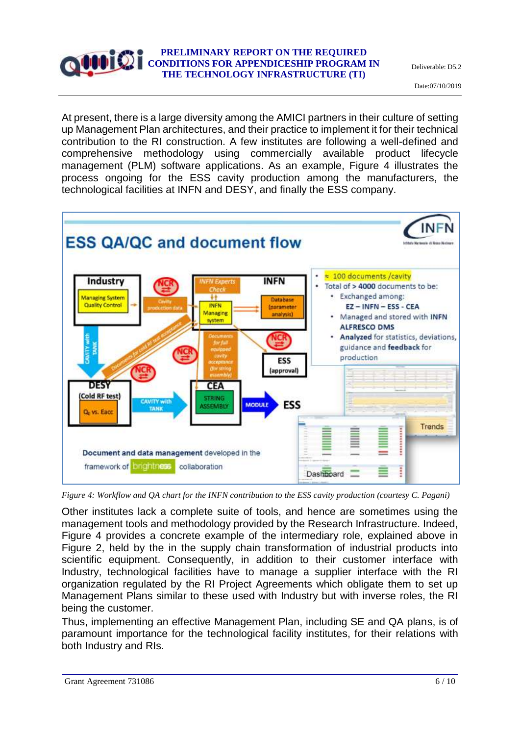At present, there is a large diversity among the AMICI partners in their culture of setting up Management Plan architectures, and their practice to implement it for their technical contribution to the RI construction. A few institutes are following a well-defined and comprehensive methodology using commercially available product lifecycle management (PLM) software applications. As an example, Figure 4 illustrates the process ongoing for the ESS cavity production among the manufacturers, the technological facilities at INFN and DESY, and finally the ESS company.

*Figure 4: Workflow and QA chart for the INFN contribution to the ESS cavity production (courtesy C. Pagani)*

Other institutes lack a complete suite of tools, and hence are sometimes using the management tools and methodology provided by the Research Infrastructure. Indeed, Figure 4 provides a concrete example of the intermediary role, explained above in Figure 2, held by the in the supply chain transformation of industrial products into scientific equipment. Consequently, in addition to their customer interface with Industry, technological facilities have to manage a supplier interface with the RI organization regulated by the RI Project Agreements which obligate them to set up Management Plans similar to these used with Industry but with inverse roles, the RI being the customer.

Thus, implementing an effective Management Plan, including SE and QA plans, is of paramount importance for the technological facility institutes, for their relations with both Industry and RIs.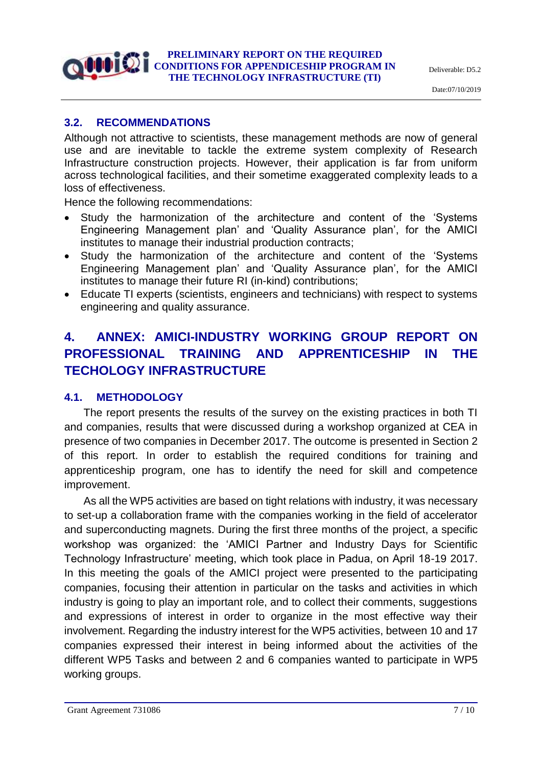### 3.2. RECOMMENDATIONS

Although not attractive to scientists, these management methods are now of general use and are inevitable to tackle the extreme system complexity of Research Infrastructure construction projects. However, their application is far from uniform across technological facilities, and their sometime exaggerated complexity leads to a loss of effectiveness.

Hence the following recommendations:

- Study the harmonization of the architecture and content of the 'Systems Engineering Management plan' and 'Quality Assurance plan', for the AMICI institutes to manage their industrial production contracts;
- Study the harmonization of the architecture and content of the 'Systems Engineering Management plan' and 'Quality Assurance plan', for the AMICI institutes to manage their future RI (in-kind) contributions;
- Educate TI experts (scientists, engineers and technicians) with respect to systems engineering and quality assurance.

## 4. ANNEX: AMICI-INDUSTRY WORKING GROUP REPORT ON PROFESSIONAL TRAINING AND APPRENTICESHIP IN THE TECHOLOGY INFRASTRUCTURE

### 4.1. METHODOLOGY

The report presents the results of the survey on the existing practices in both TI and companies, results that were discussed during a workshop organized at CEA in presence of two companies in December 2017. The outcome is presented in Section 2 of this report. In order to establish the required conditions for training and apprenticeship program, one has to identify the need for skill and competence improvement.

As all the WP5 activities are based on tight relations with industry, it was necessary to set-up a collaboration frame with the companies working in the field of accelerator and superconducting magnets. During the first three months of the project, a specific workshop was organized: the 'AMICI Partner and Industry Days for Scientific Technology Infrastructure' meeting, which took place in Padua, on April 18-19 2017. In this meeting the goals of the AMICI project were presented to the participating companies, focusing their attention in particular on the tasks and activities in which industry is going to play an important role, and to collect their comments, suggestions and expressions of interest in order to organize in the most effective way their involvement. Regarding the industry interest for the WP5 activities, between 10 and 17 companies expressed their interest in being informed about the activities of the different WP5 Tasks and between 2 and 6 companies wanted to participate in WP5 working groups.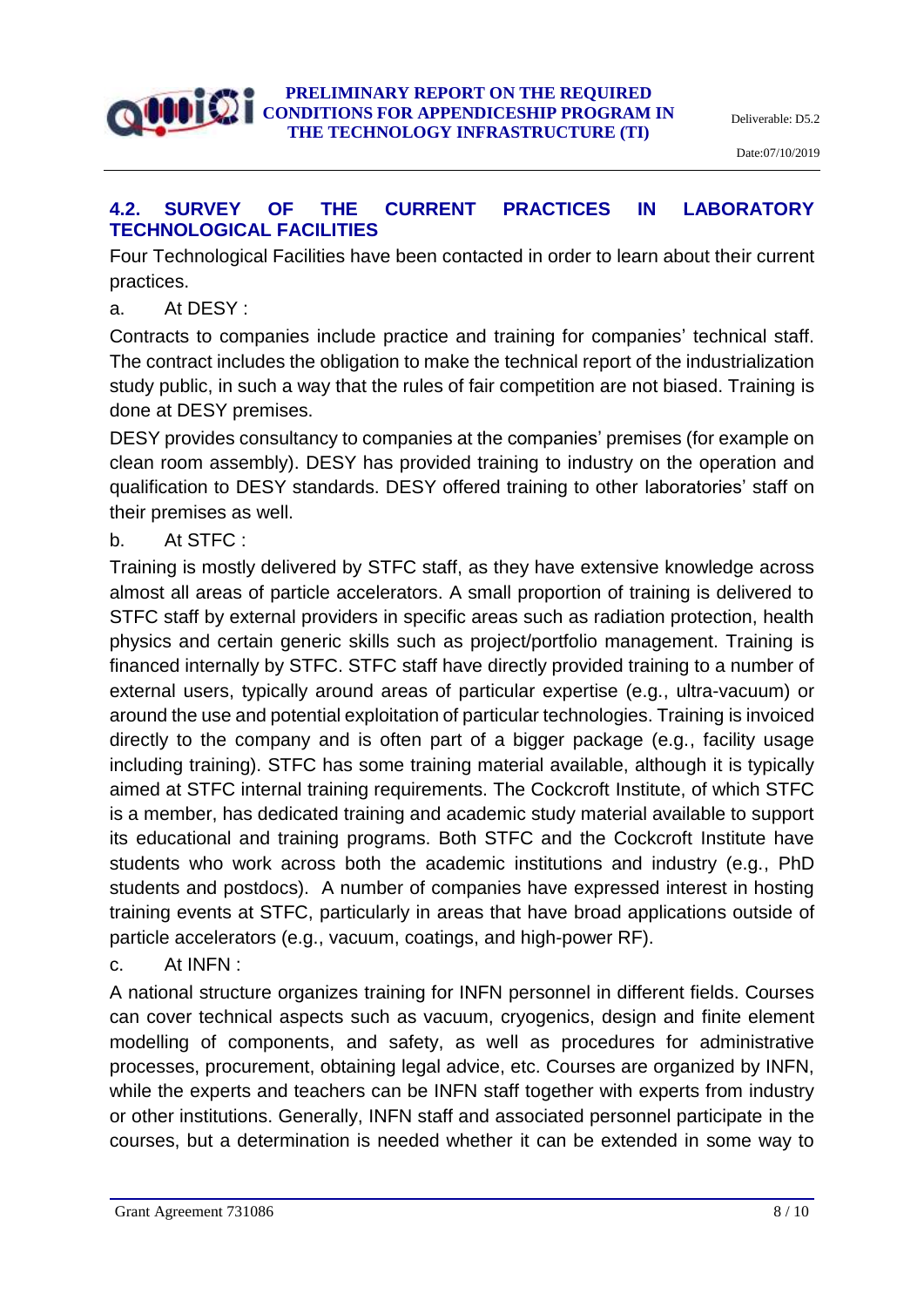## 4.2. SURVEY OF THE CURRENT PRACTICES IN LABORATORY TECHNOLOGICAL FACILITIES

Four Technological Facilities have been contacted in order to learn about their current practices.

a. At DESY :

Contracts to companies include practice and training for companies' technical staff. The contract includes the obligation to make the technical report of the industrialization study public, in such a way that the rules of fair competition are not biased. Training is done at DESY premises.

DESY provides consultancy to companies at the companies' premises (for example on clean room assembly). DESY has provided training to industry on the operation and qualification to DESY standards. DESY offered training to other laboratories' staff on their premises as well.

b. At STFC :

Training is mostly delivered by STFC staff, as they have extensive knowledge across almost all areas of particle accelerators. A small proportion of training is delivered to STFC staff by external providers in specific areas such as radiation protection, health physics and certain generic skills such as project/portfolio management. Training is financed internally by STFC. STFC staff have directly provided training to a number of external users, typically around areas of particular expertise (e.g., ultra-vacuum) or around the use and potential exploitation of particular technologies. Training is invoiced directly to the company and is often part of a bigger package (e.g., facility usage including training). STFC has some training material available, although it is typically aimed at STFC internal training requirements. The Cockcroft Institute, of which STFC is a member, has dedicated training and academic study material available to support its educational and training programs. Both STFC and the Cockcroft Institute have students who work across both the academic institutions and industry (e.g., PhD students and postdocs). A number of companies have expressed interest in hosting training events at STFC, particularly in areas that have broad applications outside of particle accelerators (e.g., vacuum, coatings, and high-power RF).

c. At INFN :

A national structure organizes training for INFN personnel in different fields. Courses can cover technical aspects such as vacuum, cryogenics, design and finite element modelling of components, and safety, as well as procedures for administrative processes, procurement, obtaining legal advice, etc. Courses are organized by INFN, while the experts and teachers can be INFN staff together with experts from industry or other institutions. Generally, INFN staff and associated personnel participate in the courses, but a determination is needed whether it can be extended in some way to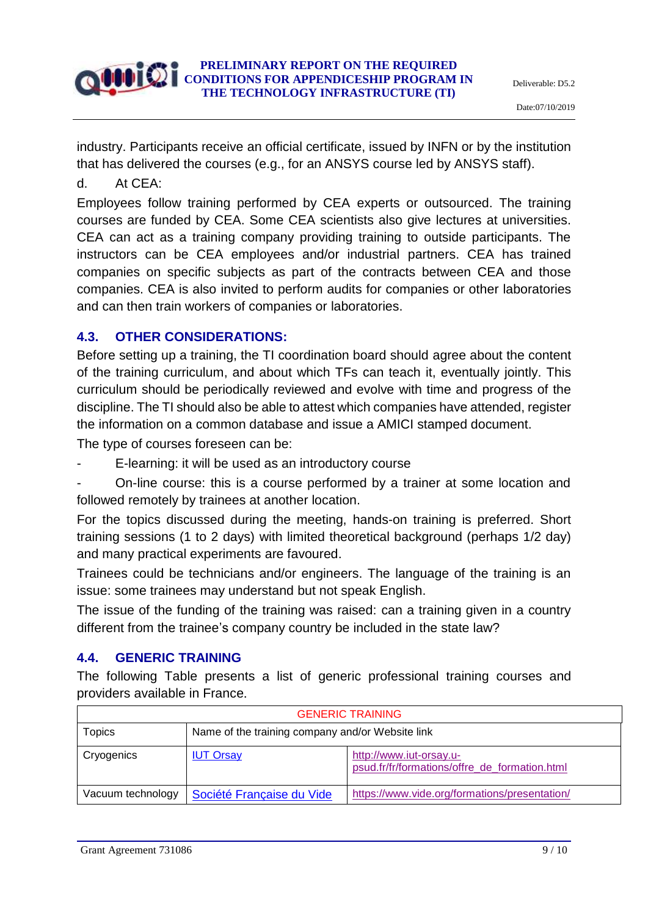industry. Participants receive an official certificate, issued by INFN or by the institution that has delivered the courses (e.g., for an ANSYS course led by ANSYS staff).

d. At CEA:

Employees follow training performed by CEA experts or outsourced. The training courses are funded by CEA. Some CEA scientists also give lectures at universities. CEA can act as a training company providing training to outside participants. The instructors can be CEA employees and/or industrial partners. CEA has trained companies on specific subjects as part of the contracts between CEA and those companies. CEA is also invited to perform audits for companies or other laboratories and can then train workers of companies or laboratories.

## 4.3. OTHER CONSIDERATIONS:

Before setting up a training, the TI coordination board should agree about the content of the training curriculum, and about which TFs can teach it, eventually jointly. This curriculum should be periodically reviewed and evolve with time and progress of the discipline. The TI should also be able to attest which companies have attended, register the information on a common database and issue a AMICI stamped document.

The type of courses foreseen can be:

- E-learning: it will be used as an introductory course
- On-line course: this is a course performed by a trainer at some location and followed remotely by trainees at another location.

For the topics discussed during the meeting, hands-on training is preferred. Short training sessions (1 to 2 days) with limited theoretical background (perhaps 1/2 day) and many practical experiments are favoured.

Trainees could be technicians and/or engineers. The language of the training is an issue: some trainees may understand but not speak English.

The issue of the funding of the training was raised: can a training given in a country different from the trainee's company country be included in the state law?

## 4.4. GENERIC TRAINING

The following Table presents a list of generic professional training courses and providers available in France.

| GENERIC TRAINING | | |
|---|---|---|
| Topics | Name of the training company and/or Website link | |
| Cryogenics | IUT Orsay | http://www.iut-orsay.u-psud.fr/fr/formations/offre_de_formation.html |
| Vacuum technology | Société Française du Vide | https://www.vide.org/formations/presentation/ |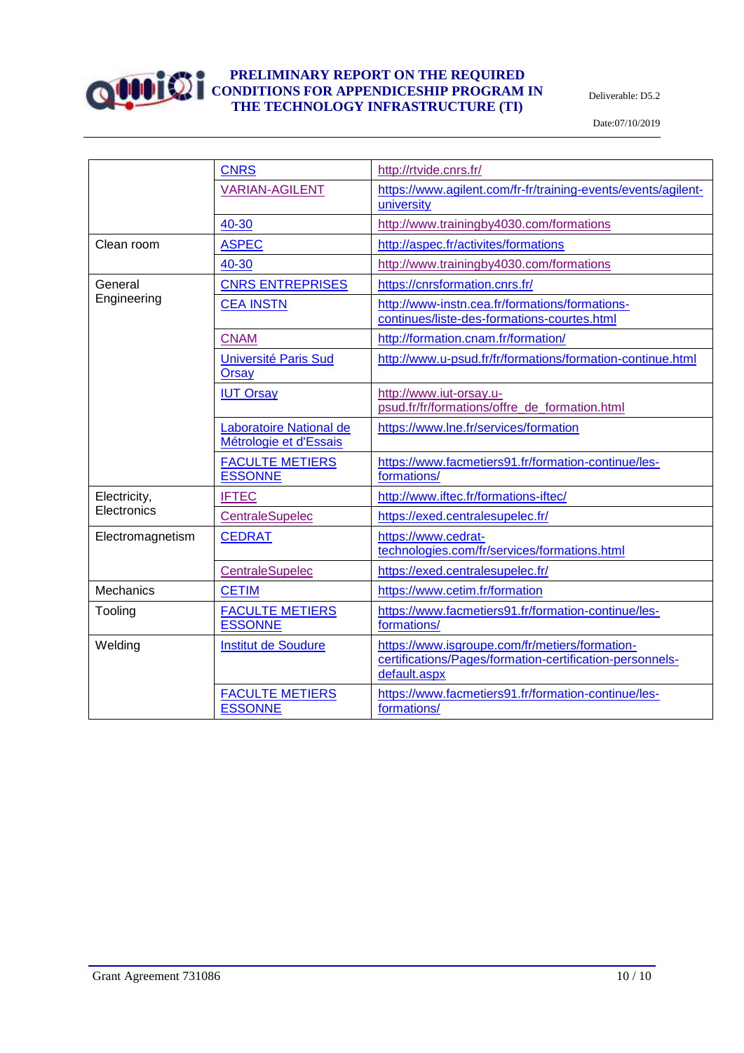| | | |
|---|---|---|
| | CNRS | http://rtvide.cnrs.fr/ |
| | VARIAN-AGILENT | https://www.agilent.com/fr-fr/training-events/events/agilent-university |
| | 40-30 | http://www.trainingby4030.com/formations |
| Clean room | ASPEC | http://aspec.fr/activites/formations |
| | 40-30 | http://www.trainingby4030.com/formations |
| General Engineering | CNRS ENTREPRISES | https://cnrsformation.cnrs.fr/ |
| | CEA INSTN | http://www-instn.cea.fr/formations/formations-continues/liste-des-formations-courtes.html |
| | CNAM | http://formation.cnam.fr/formation/ |
| | Université Paris Sud Orsay | http://www.u-psud.fr/fr/formations/formation-continue.html |
| | IUT Orsay | http://www.iut-orsay.u-psud.fr/fr/formations/offre_de_formation.html |
| | Laboratoire National de Métrologie et d'Essais | https://www.lne.fr/services/formation |
| | FACULTE METIERS ESSONNE | https://www.facmetiers91.fr/formation-continue/les-formations/ |
| Electricity, Electronics | IFTEC | http://www.iftec.fr/formations-iftec/ |
| | CentraleSupelec | https://exed.centralesupelec.fr/ |
| Electromagnetism | CEDRAT | https://www.cedrat-technologies.com/fr/services/formations.html |
| | CentraleSupelec | https://exed.centralesupelec.fr/ |
| Mechanics | CETIM | https://www.cetim.fr/formation |
| Tooling | FACULTE METIERS ESSONNE | https://www.facmetiers91.fr/formation-continue/les-formations/ |
| Welding | Institut de Soudure | https://www.isgroupe.com/fr/metiers/formation-certifications/Pages/formation-certification-personnels-default.aspx |
| | FACULTE METIERS ESSONNE | https://www.facmetiers91.fr/formation-continue/les-formations/ |